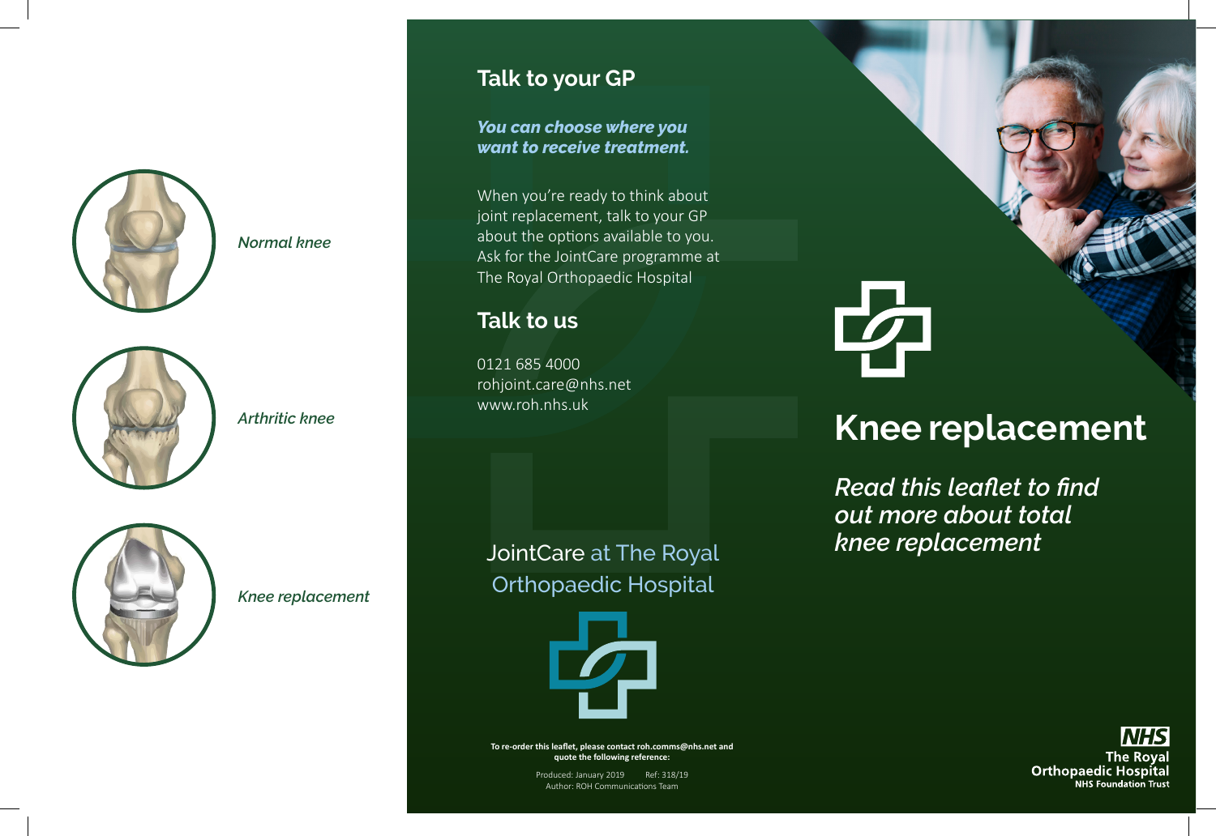*Normal knee*

*Arthritic knee*

*Knee replacement*

## Talk to your GP

***You can choose where you want to receive treatment.***

When you're ready to think about joint replacement, talk to your GP about the options available to you. Ask for the JointCare programme at The Royal Orthopaedic Hospital

## Talk to us

0121 685 4000
rohjoint.care@nhs.net
www.roh.nhs.uk

JointCare at The Royal Orthopaedic Hospital

**To re-order this leaflet, please contact roh.comms@nhs.net and quote the following reference:**

Produced: January 2019 Ref: 318/19
Author: ROH Communications Team

# Knee replacement

*Read this leaflet to find out more about total knee replacement*

NHS
The Royal Orthopaedic Hospital
NHS Foundation Trust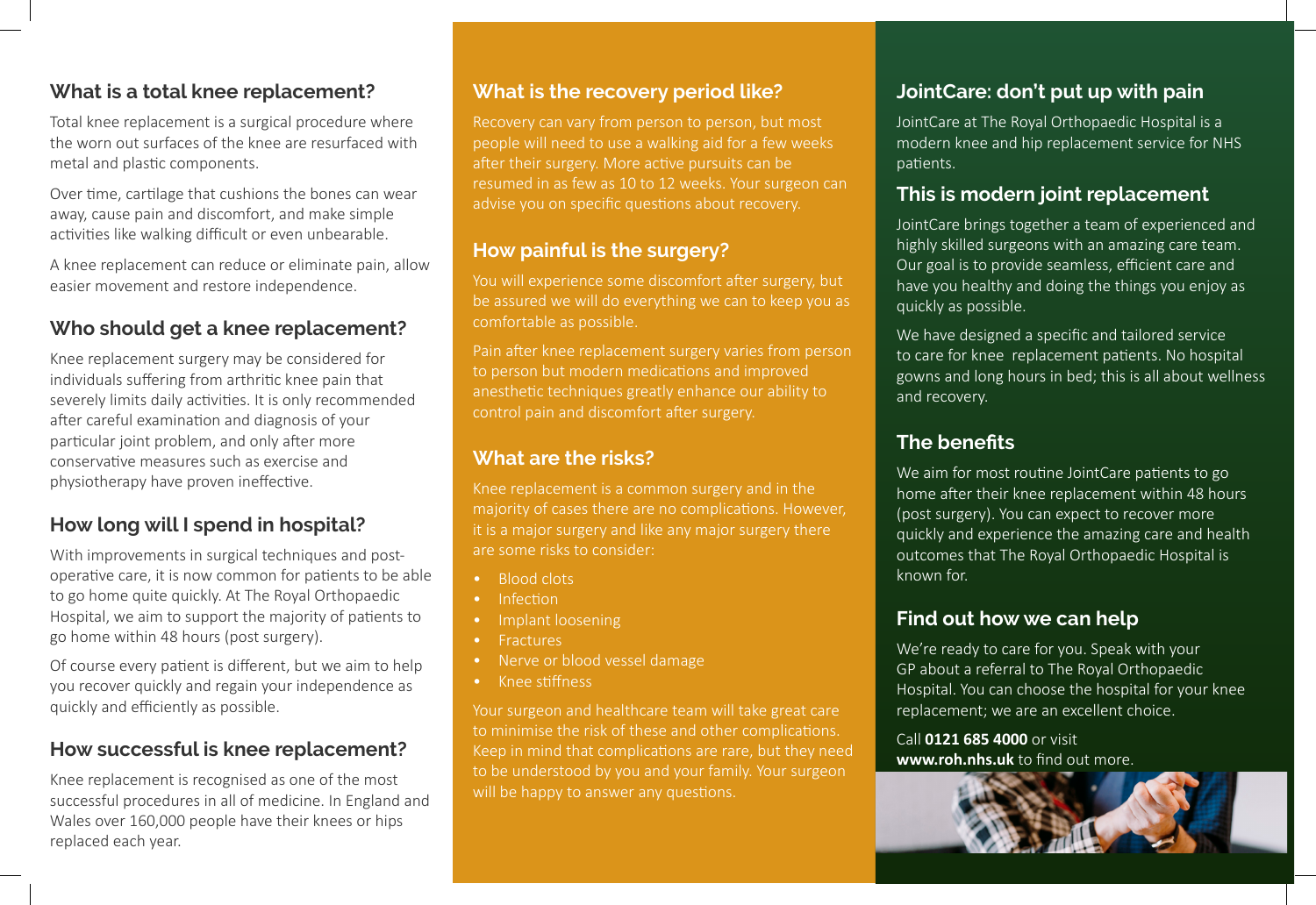## What is a total knee replacement?

Total knee replacement is a surgical procedure where the worn out surfaces of the knee are resurfaced with metal and plastic components.

Over time, cartilage that cushions the bones can wear away, cause pain and discomfort, and make simple activities like walking difficult or even unbearable.

A knee replacement can reduce or eliminate pain, allow easier movement and restore independence.

## Who should get a knee replacement?

Knee replacement surgery may be considered for individuals suffering from arthritic knee pain that severely limits daily activities. It is only recommended after careful examination and diagnosis of your particular joint problem, and only after more conservative measures such as exercise and physiotherapy have proven ineffective.

## How long will I spend in hospital?

With improvements in surgical techniques and post-operative care, it is now common for patients to be able to go home quite quickly. At The Royal Orthopaedic Hospital, we aim to support the majority of patients to go home within 48 hours (post surgery).

Of course every patient is different, but we aim to help you recover quickly and regain your independence as quickly and efficiently as possible.

## How successful is knee replacement?

Knee replacement is recognised as one of the most successful procedures in all of medicine. In England and Wales over 160,000 people have their knees or hips replaced each year.

## What is the recovery period like?

Recovery can vary from person to person, but most people will need to use a walking aid for a few weeks after their surgery. More active pursuits can be resumed in as few as 10 to 12 weeks. Your surgeon can advise you on specific questions about recovery.

## How painful is the surgery?

You will experience some discomfort after surgery, but be assured we will do everything we can to keep you as comfortable as possible.

Pain after knee replacement surgery varies from person to person but modern medications and improved anesthetic techniques greatly enhance our ability to control pain and discomfort after surgery.

## What are the risks?

Knee replacement is a common surgery and in the majority of cases there are no complications. However, it is a major surgery and like any major surgery there are some risks to consider:

- Blood clots
- Infection
- Implant loosening
- Fractures
- Nerve or blood vessel damage
- Knee stiffness

Your surgeon and healthcare team will take great care to minimise the risk of these and other complications. Keep in mind that complications are rare, but they need to be understood by you and your family. Your surgeon will be happy to answer any questions.

## JointCare: don't put up with pain

JointCare at The Royal Orthopaedic Hospital is a modern knee and hip replacement service for NHS patients.

## This is modern joint replacement

JointCare brings together a team of experienced and highly skilled surgeons with an amazing care team. Our goal is to provide seamless, efficient care and have you healthy and doing the things you enjoy as quickly as possible.

We have designed a specific and tailored service to care for knee replacement patients. No hospital gowns and long hours in bed; this is all about wellness and recovery.

## The benefits

We aim for most routine JointCare patients to go home after their knee replacement within 48 hours (post surgery). You can expect to recover more quickly and experience the amazing care and health outcomes that The Royal Orthopaedic Hospital is known for.

## Find out how we can help

We're ready to care for you. Speak with your GP about a referral to The Royal Orthopaedic Hospital. You can choose the hospital for your knee replacement; we are an excellent choice.

Call **0121 685 4000** or visit **www.roh.nhs.uk** to find out more.